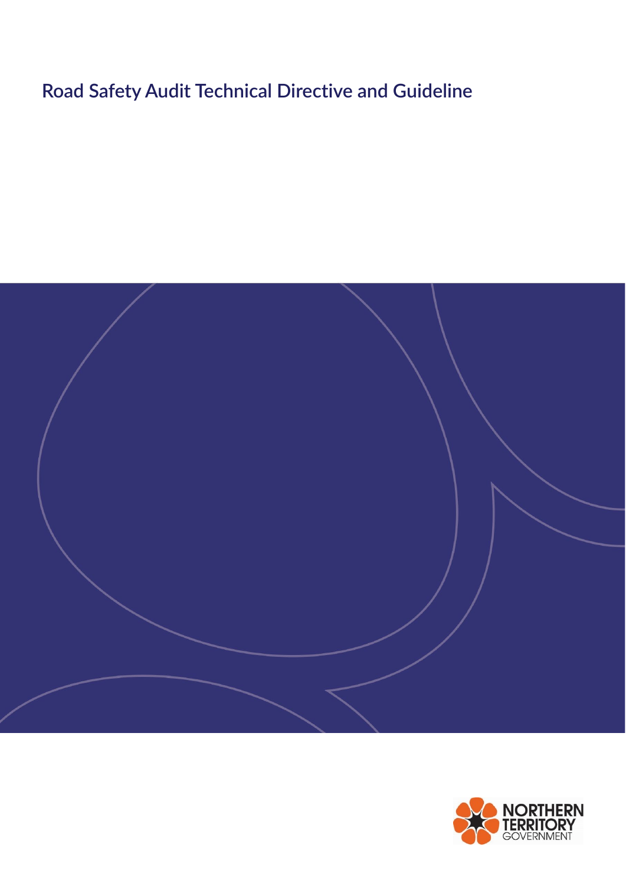# Road Safety Audit Technical Directive and Guideline

NORTHERN TERRITORY GOVERNMENT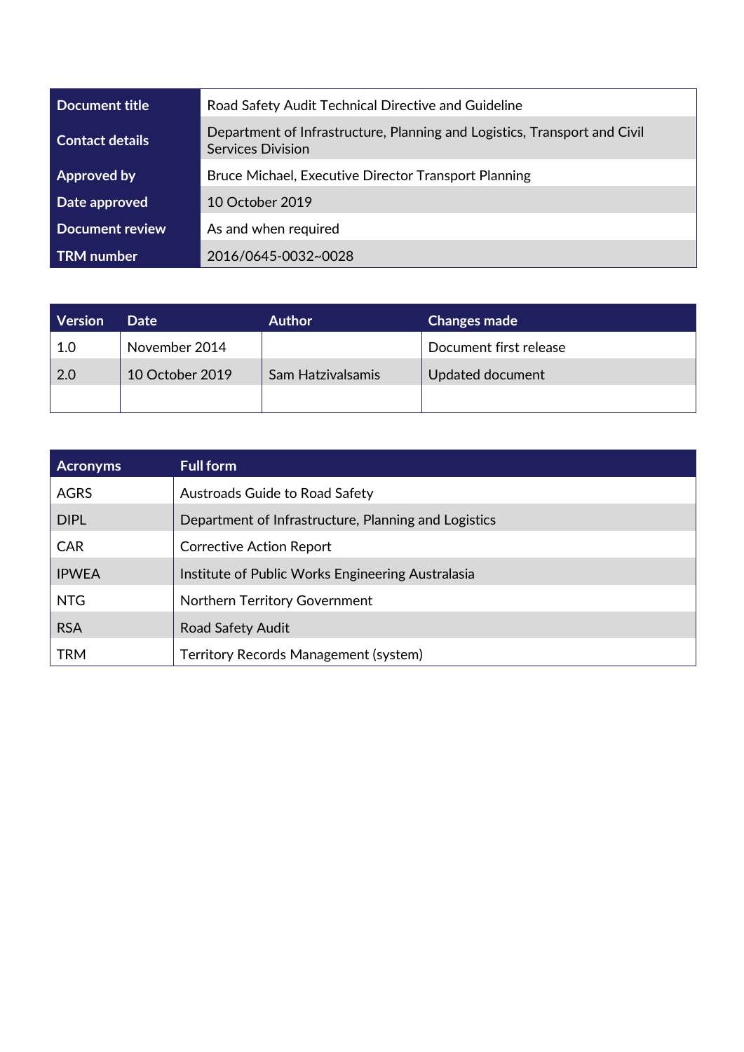| Document title | Road Safety Audit Technical Directive and Guideline |
|---|---|
| Contact details | Department of Infrastructure, Planning and Logistics, Transport and Civil Services Division |
| Approved by | Bruce Michael, Executive Director Transport Planning |
| Date approved | 10 October 2019 |
| Document review | As and when required |
| TRM number | 2016/0645-0032~0028 |

| Version | Date | Author | Changes made |
|---|---|---|---|
| 1.0 | November 2014 | | Document first release |
| 2.0 | 10 October 2019 | Sam Hatzivalsamis | Updated document |
| | | | |

| Acronyms | Full form |
|---|---|
| AGRS | Austroads Guide to Road Safety |
| DIPL | Department of Infrastructure, Planning and Logistics |
| CAR | Corrective Action Report |
| IPWEA | Institute of Public Works Engineering Australasia |
| NTG | Northern Territory Government |
| RSA | Road Safety Audit |
| TRM | Territory Records Management (system) |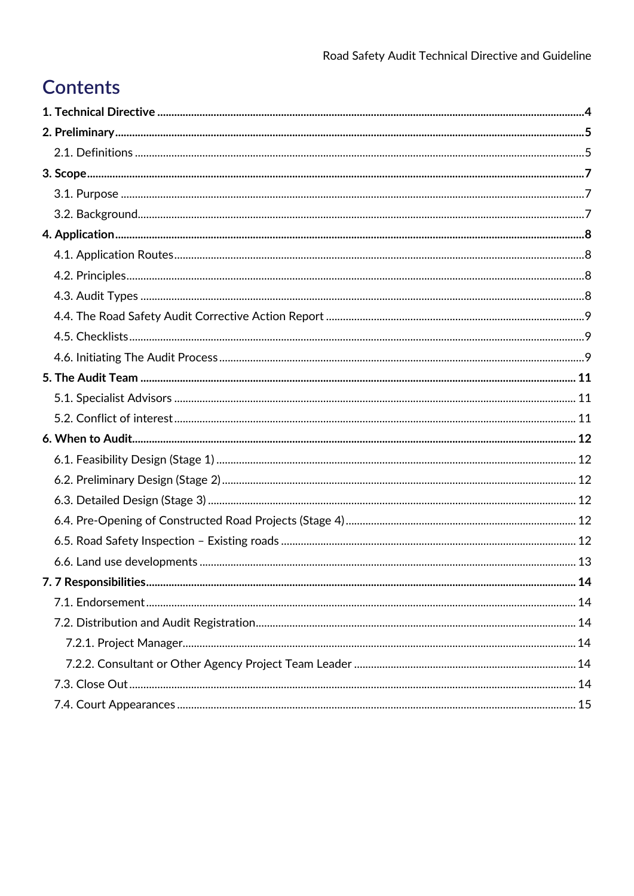# Contents

**1. Technical Directive** ........................................................................ **4**

**2. Preliminary** ........................................................................ **5**

- 2.1. Definitions ........................................................................ 5

**3. Scope** ........................................................................ **7**

- 3.1. Purpose ........................................................................ 7
- 3.2. Background ........................................................................ 7

**4. Application** ........................................................................ **8**

- 4.1. Application Routes ........................................................................ 8
- 4.2. Principles ........................................................................ 8
- 4.3. Audit Types ........................................................................ 8
- 4.4. The Road Safety Audit Corrective Action Report ........................................................................ 9
- 4.5. Checklists ........................................................................ 9
- 4.6. Initiating The Audit Process ........................................................................ 9

**5. The Audit Team** ........................................................................ **11**

- 5.1. Specialist Advisors ........................................................................ 11
- 5.2. Conflict of interest ........................................................................ 11

**6. When to Audit** ........................................................................ **12**

- 6.1. Feasibility Design (Stage 1) ........................................................................ 12
- 6.2. Preliminary Design (Stage 2) ........................................................................ 12
- 6.3. Detailed Design (Stage 3) ........................................................................ 12
- 6.4. Pre-Opening of Constructed Road Projects (Stage 4) ........................................................................ 12
- 6.5. Road Safety Inspection – Existing roads ........................................................................ 12
- 6.6. Land use developments ........................................................................ 13

**7. 7 Responsibilities** ........................................................................ **14**

- 7.1. Endorsement ........................................................................ 14
- 7.2. Distribution and Audit Registration ........................................................................ 14
  - 7.2.1. Project Manager ........................................................................ 14
  - 7.2.2. Consultant or Other Agency Project Team Leader ........................................................................ 14
- 7.3. Close Out ........................................................................ 14
- 7.4. Court Appearances ........................................................................ 15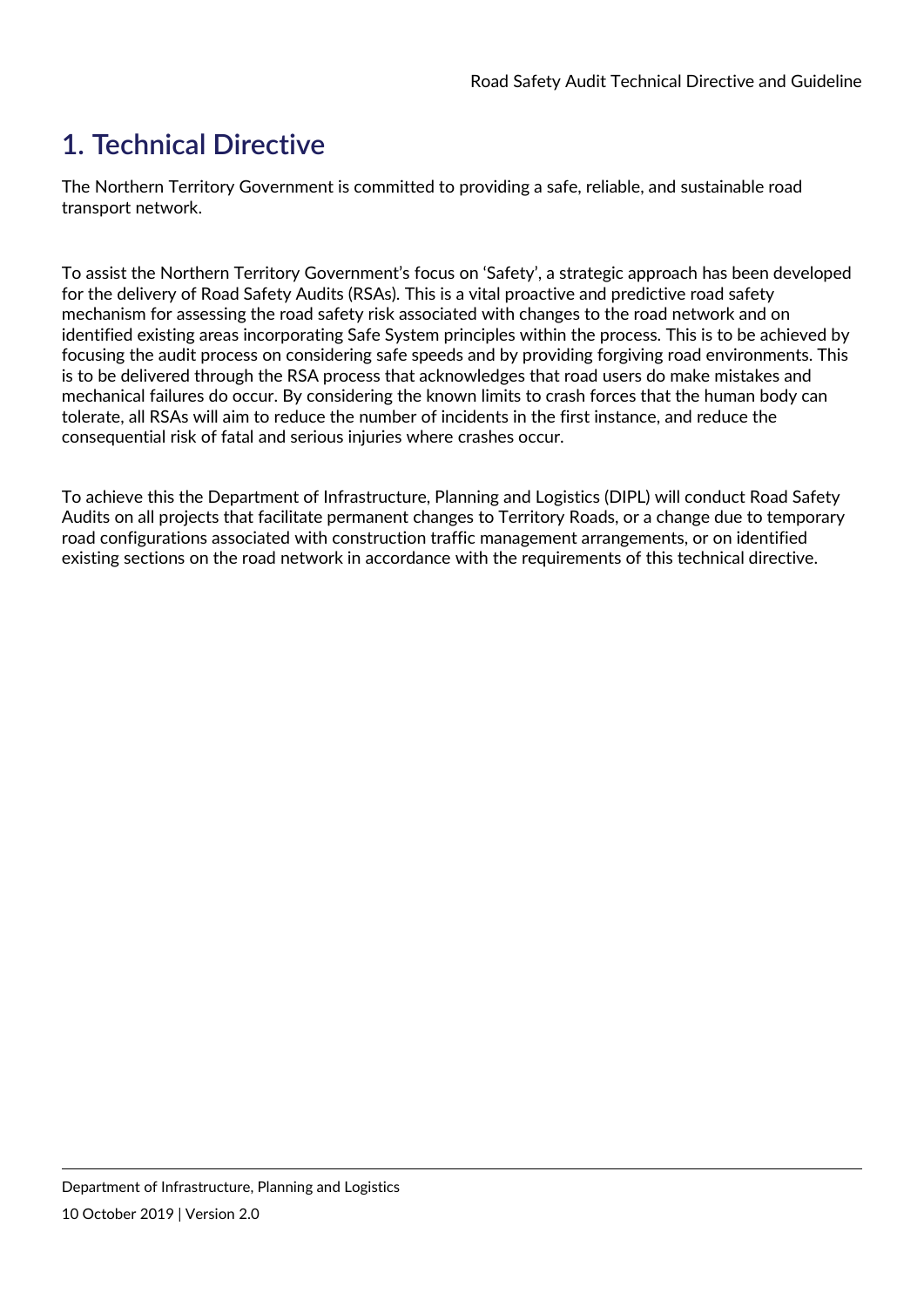# 1. Technical Directive

The Northern Territory Government is committed to providing a safe, reliable, and sustainable road transport network.

To assist the Northern Territory Government's focus on 'Safety', a strategic approach has been developed for the delivery of Road Safety Audits (RSAs). This is a vital proactive and predictive road safety mechanism for assessing the road safety risk associated with changes to the road network and on identified existing areas incorporating Safe System principles within the process. This is to be achieved by focusing the audit process on considering safe speeds and by providing forgiving road environments. This is to be delivered through the RSA process that acknowledges that road users do make mistakes and mechanical failures do occur. By considering the known limits to crash forces that the human body can tolerate, all RSAs will aim to reduce the number of incidents in the first instance, and reduce the consequential risk of fatal and serious injuries where crashes occur.

To achieve this the Department of Infrastructure, Planning and Logistics (DIPL) will conduct Road Safety Audits on all projects that facilitate permanent changes to Territory Roads, or a change due to temporary road configurations associated with construction traffic management arrangements, or on identified existing sections on the road network in accordance with the requirements of this technical directive.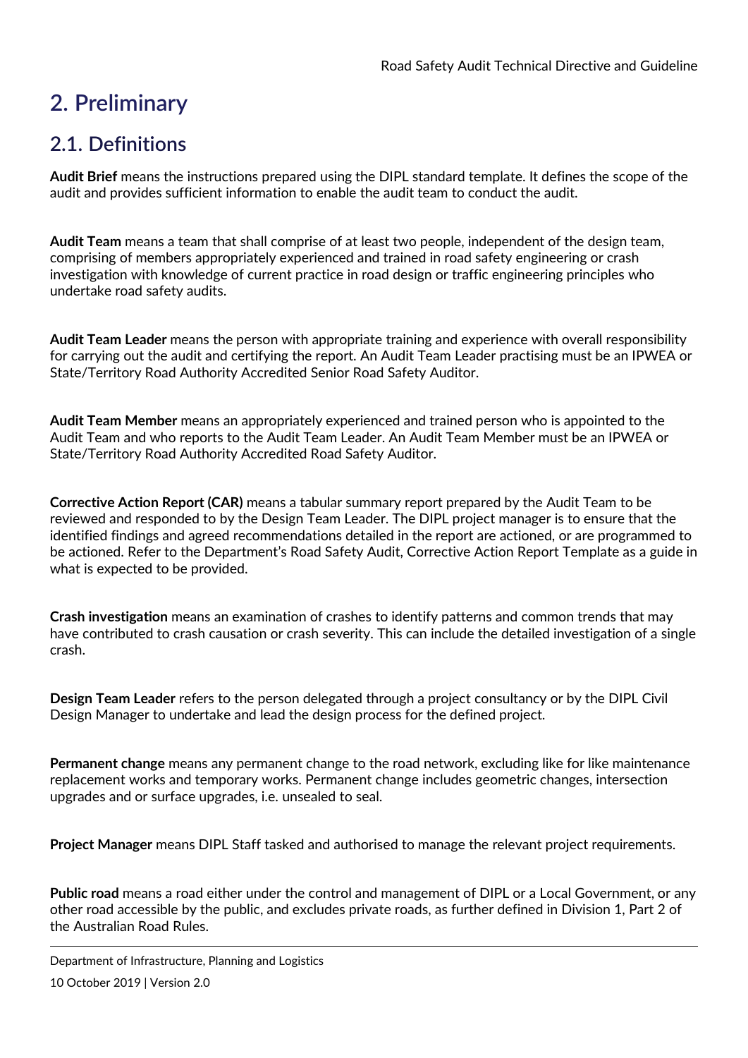# 2. Preliminary

## 2.1. Definitions

**Audit Brief** means the instructions prepared using the DIPL standard template. It defines the scope of the audit and provides sufficient information to enable the audit team to conduct the audit.

**Audit Team** means a team that shall comprise of at least two people, independent of the design team, comprising of members appropriately experienced and trained in road safety engineering or crash investigation with knowledge of current practice in road design or traffic engineering principles who undertake road safety audits.

**Audit Team Leader** means the person with appropriate training and experience with overall responsibility for carrying out the audit and certifying the report. An Audit Team Leader practising must be an IPWEA or State/Territory Road Authority Accredited Senior Road Safety Auditor.

**Audit Team Member** means an appropriately experienced and trained person who is appointed to the Audit Team and who reports to the Audit Team Leader. An Audit Team Member must be an IPWEA or State/Territory Road Authority Accredited Road Safety Auditor.

**Corrective Action Report (CAR)** means a tabular summary report prepared by the Audit Team to be reviewed and responded to by the Design Team Leader. The DIPL project manager is to ensure that the identified findings and agreed recommendations detailed in the report are actioned, or are programmed to be actioned. Refer to the Department's Road Safety Audit, Corrective Action Report Template as a guide in what is expected to be provided.

**Crash investigation** means an examination of crashes to identify patterns and common trends that may have contributed to crash causation or crash severity. This can include the detailed investigation of a single crash.

**Design Team Leader** refers to the person delegated through a project consultancy or by the DIPL Civil Design Manager to undertake and lead the design process for the defined project.

**Permanent change** means any permanent change to the road network, excluding like for like maintenance replacement works and temporary works. Permanent change includes geometric changes, intersection upgrades and or surface upgrades, i.e. unsealed to seal.

**Project Manager** means DIPL Staff tasked and authorised to manage the relevant project requirements.

**Public road** means a road either under the control and management of DIPL or a Local Government, or any other road accessible by the public, and excludes private roads, as further defined in Division 1, Part 2 of the Australian Road Rules.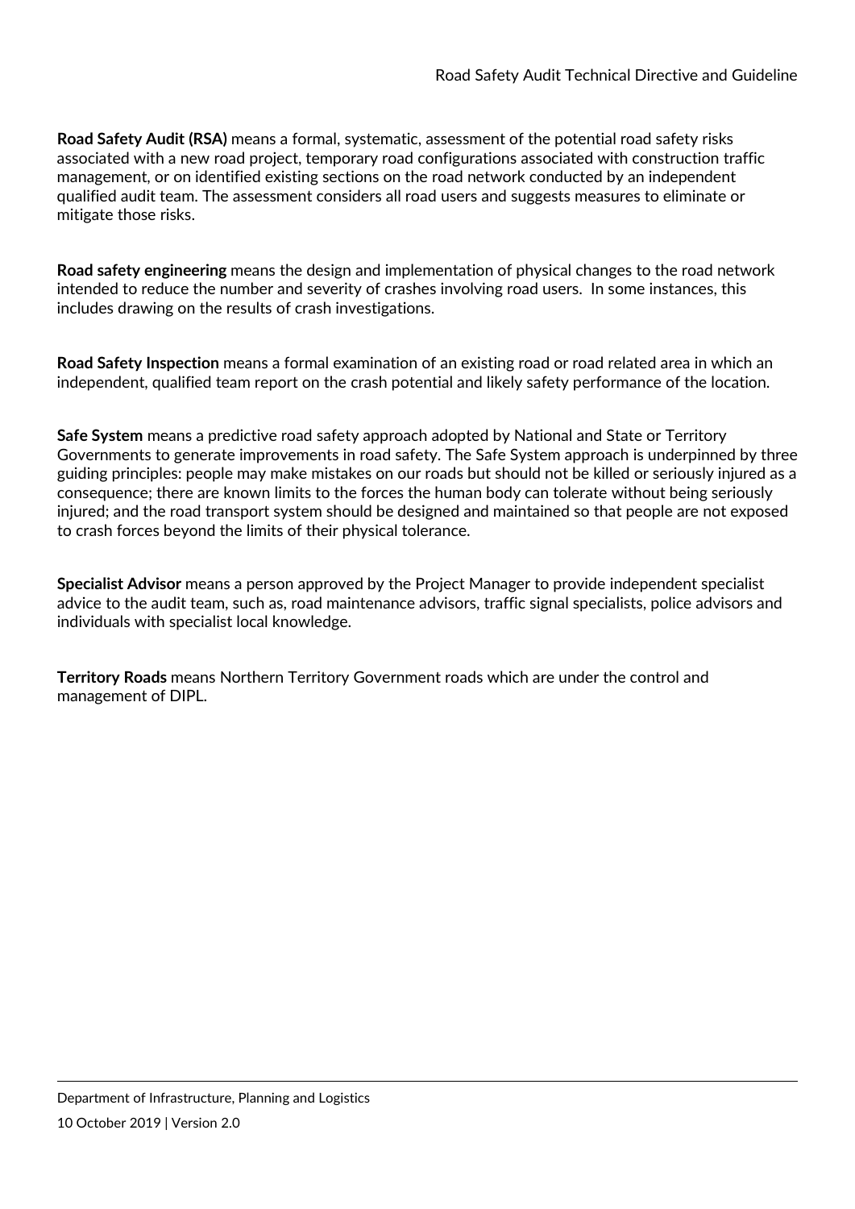**Road Safety Audit (RSA)** means a formal, systematic, assessment of the potential road safety risks associated with a new road project, temporary road configurations associated with construction traffic management, or on identified existing sections on the road network conducted by an independent qualified audit team. The assessment considers all road users and suggests measures to eliminate or mitigate those risks.

**Road safety engineering** means the design and implementation of physical changes to the road network intended to reduce the number and severity of crashes involving road users. In some instances, this includes drawing on the results of crash investigations.

**Road Safety Inspection** means a formal examination of an existing road or road related area in which an independent, qualified team report on the crash potential and likely safety performance of the location.

**Safe System** means a predictive road safety approach adopted by National and State or Territory Governments to generate improvements in road safety. The Safe System approach is underpinned by three guiding principles: people may make mistakes on our roads but should not be killed or seriously injured as a consequence; there are known limits to the forces the human body can tolerate without being seriously injured; and the road transport system should be designed and maintained so that people are not exposed to crash forces beyond the limits of their physical tolerance.

**Specialist Advisor** means a person approved by the Project Manager to provide independent specialist advice to the audit team, such as, road maintenance advisors, traffic signal specialists, police advisors and individuals with specialist local knowledge.

**Territory Roads** means Northern Territory Government roads which are under the control and management of DIPL.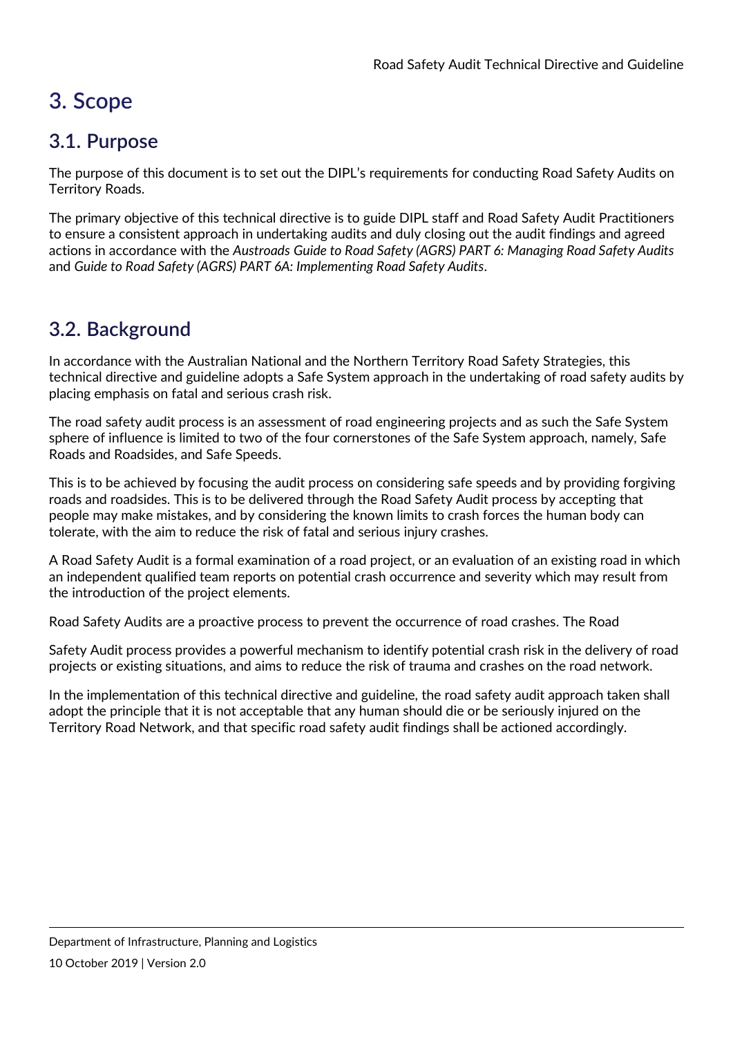# 3. Scope

## 3.1. Purpose

The purpose of this document is to set out the DIPL's requirements for conducting Road Safety Audits on Territory Roads.

The primary objective of this technical directive is to guide DIPL staff and Road Safety Audit Practitioners to ensure a consistent approach in undertaking audits and duly closing out the audit findings and agreed actions in accordance with the *Austroads Guide to Road Safety (AGRS) PART 6: Managing Road Safety Audits* and *Guide to Road Safety (AGRS) PART 6A: Implementing Road Safety Audits*.

## 3.2. Background

In accordance with the Australian National and the Northern Territory Road Safety Strategies, this technical directive and guideline adopts a Safe System approach in the undertaking of road safety audits by placing emphasis on fatal and serious crash risk.

The road safety audit process is an assessment of road engineering projects and as such the Safe System sphere of influence is limited to two of the four cornerstones of the Safe System approach, namely, Safe Roads and Roadsides, and Safe Speeds.

This is to be achieved by focusing the audit process on considering safe speeds and by providing forgiving roads and roadsides. This is to be delivered through the Road Safety Audit process by accepting that people may make mistakes, and by considering the known limits to crash forces the human body can tolerate, with the aim to reduce the risk of fatal and serious injury crashes.

A Road Safety Audit is a formal examination of a road project, or an evaluation of an existing road in which an independent qualified team reports on potential crash occurrence and severity which may result from the introduction of the project elements.

Road Safety Audits are a proactive process to prevent the occurrence of road crashes. The Road

Safety Audit process provides a powerful mechanism to identify potential crash risk in the delivery of road projects or existing situations, and aims to reduce the risk of trauma and crashes on the road network.

In the implementation of this technical directive and guideline, the road safety audit approach taken shall adopt the principle that it is not acceptable that any human should die or be seriously injured on the Territory Road Network, and that specific road safety audit findings shall be actioned accordingly.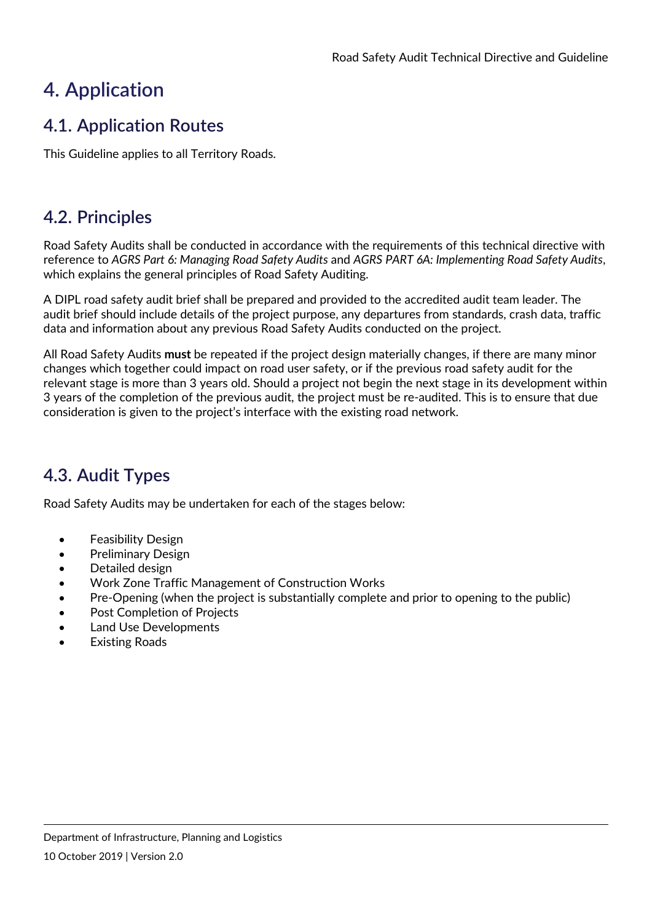# 4. Application

## 4.1. Application Routes

This Guideline applies to all Territory Roads.

## 4.2. Principles

Road Safety Audits shall be conducted in accordance with the requirements of this technical directive with reference to *AGRS Part 6: Managing Road Safety Audits* and *AGRS PART 6A: Implementing Road Safety Audits*, which explains the general principles of Road Safety Auditing.

A DIPL road safety audit brief shall be prepared and provided to the accredited audit team leader. The audit brief should include details of the project purpose, any departures from standards, crash data, traffic data and information about any previous Road Safety Audits conducted on the project.

All Road Safety Audits **must** be repeated if the project design materially changes, if there are many minor changes which together could impact on road user safety, or if the previous road safety audit for the relevant stage is more than 3 years old. Should a project not begin the next stage in its development within 3 years of the completion of the previous audit, the project must be re-audited. This is to ensure that due consideration is given to the project's interface with the existing road network.

## 4.3. Audit Types

Road Safety Audits may be undertaken for each of the stages below:

- Feasibility Design
- Preliminary Design
- Detailed design
- Work Zone Traffic Management of Construction Works
- Pre-Opening (when the project is substantially complete and prior to opening to the public)
- Post Completion of Projects
- Land Use Developments
- Existing Roads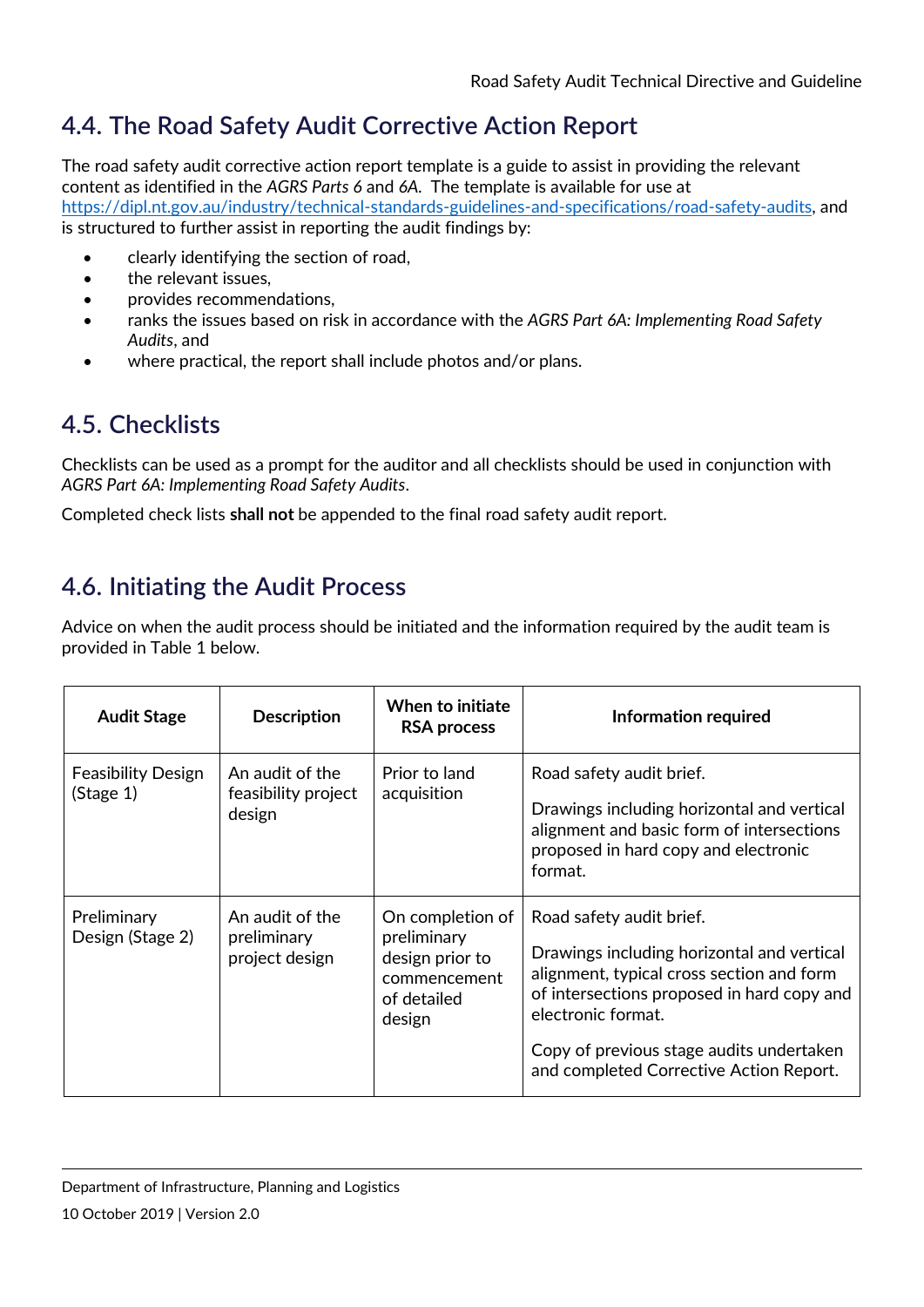## 4.4. The Road Safety Audit Corrective Action Report

The road safety audit corrective action report template is a guide to assist in providing the relevant content as identified in the *AGRS Parts 6* and *6A*. The template is available for use at https://dipl.nt.gov.au/industry/technical-standards-guidelines-and-specifications/road-safety-audits, and is structured to further assist in reporting the audit findings by:

- clearly identifying the section of road,
- the relevant issues,
- provides recommendations,
- ranks the issues based on risk in accordance with the *AGRS Part 6A: Implementing Road Safety Audits*, and
- where practical, the report shall include photos and/or plans.

## 4.5. Checklists

Checklists can be used as a prompt for the auditor and all checklists should be used in conjunction with *AGRS Part 6A: Implementing Road Safety Audits*.

Completed check lists **shall not** be appended to the final road safety audit report.

## 4.6. Initiating the Audit Process

Advice on when the audit process should be initiated and the information required by the audit team is provided in Table 1 below.

| Audit Stage | Description | When to initiate RSA process | Information required |
|---|---|---|---|
| Feasibility Design (Stage 1) | An audit of the feasibility project design | Prior to land acquisition | Road safety audit brief.<br><br>Drawings including horizontal and vertical alignment and basic form of intersections proposed in hard copy and electronic format. |
| Preliminary Design (Stage 2) | An audit of the preliminary project design | On completion of preliminary design prior to commencement of detailed design | Road safety audit brief.<br><br>Drawings including horizontal and vertical alignment, typical cross section and form of intersections proposed in hard copy and electronic format.<br><br>Copy of previous stage audits undertaken and completed Corrective Action Report. |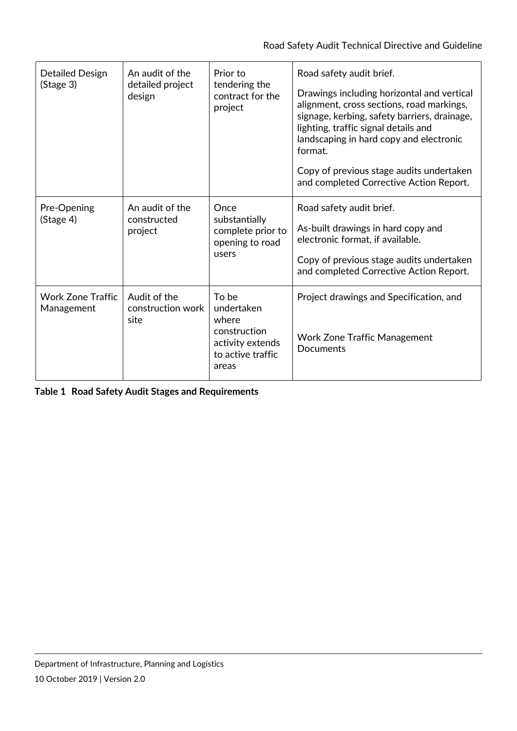| Detailed Design (Stage 3) | An audit of the detailed project design | Prior to tendering the contract for the project | Road safety audit brief.<br><br>Drawings including horizontal and vertical alignment, cross sections, road markings, signage, kerbing, safety barriers, drainage, lighting, traffic signal details and landscaping in hard copy and electronic format.<br><br>Copy of previous stage audits undertaken and completed Corrective Action Report. |
|---|---|---|---|
| Pre-Opening (Stage 4) | An audit of the constructed project | Once substantially complete prior to opening to road users | Road safety audit brief.<br><br>As-built drawings in hard copy and electronic format, if available.<br><br>Copy of previous stage audits undertaken and completed Corrective Action Report. |
| Work Zone Traffic Management | Audit of the construction work site | To be undertaken where construction activity extends to active traffic areas | Project drawings and Specification, and<br><br>Work Zone Traffic Management Documents |

**Table 1 Road Safety Audit Stages and Requirements**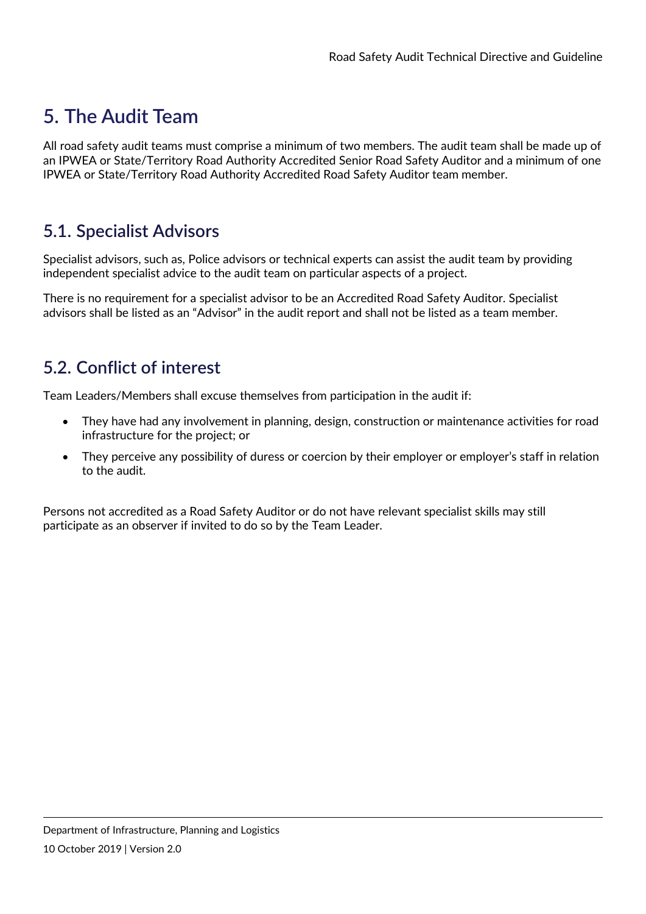# 5. The Audit Team

All road safety audit teams must comprise a minimum of two members. The audit team shall be made up of an IPWEA or State/Territory Road Authority Accredited Senior Road Safety Auditor and a minimum of one IPWEA or State/Territory Road Authority Accredited Road Safety Auditor team member.

## 5.1. Specialist Advisors

Specialist advisors, such as, Police advisors or technical experts can assist the audit team by providing independent specialist advice to the audit team on particular aspects of a project.

There is no requirement for a specialist advisor to be an Accredited Road Safety Auditor. Specialist advisors shall be listed as an "Advisor" in the audit report and shall not be listed as a team member.

## 5.2. Conflict of interest

Team Leaders/Members shall excuse themselves from participation in the audit if:

- They have had any involvement in planning, design, construction or maintenance activities for road infrastructure for the project; or
- They perceive any possibility of duress or coercion by their employer or employer's staff in relation to the audit.

Persons not accredited as a Road Safety Auditor or do not have relevant specialist skills may still participate as an observer if invited to do so by the Team Leader.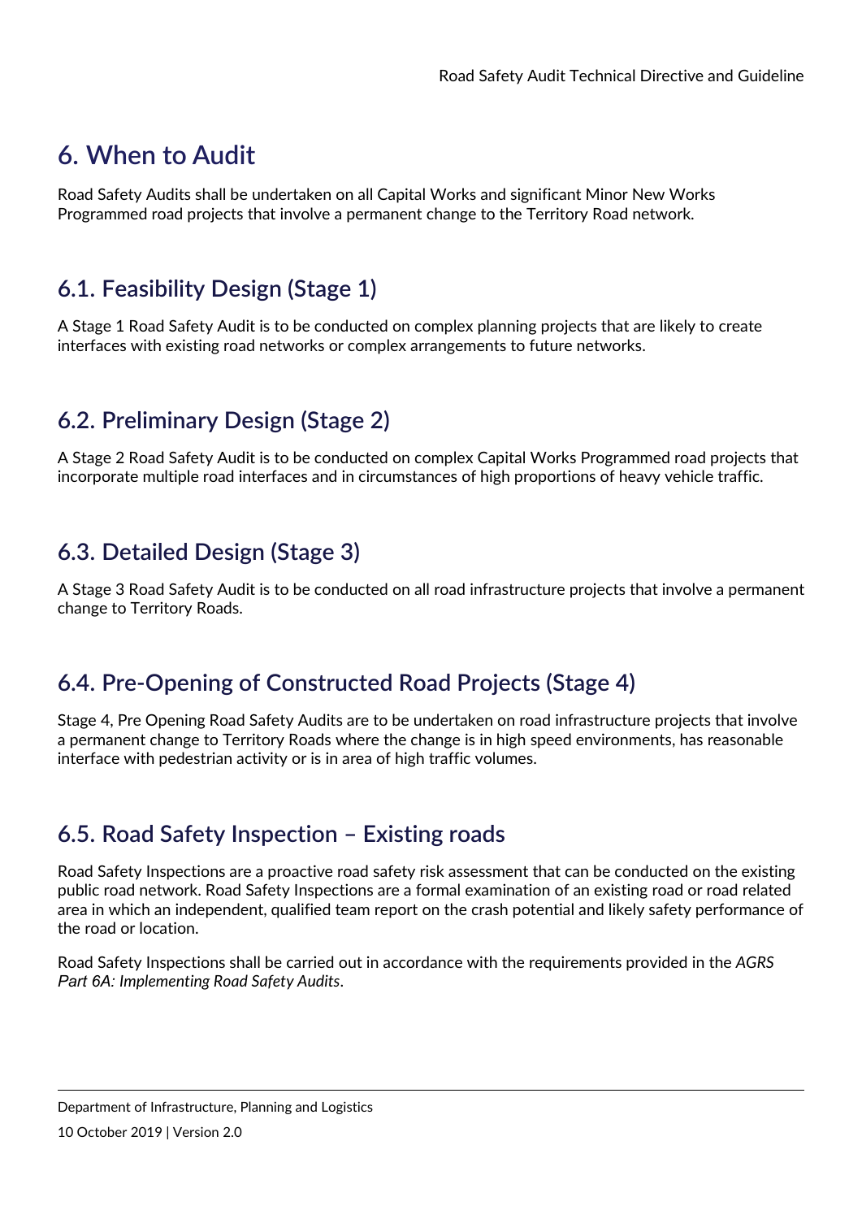# 6. When to Audit

Road Safety Audits shall be undertaken on all Capital Works and significant Minor New Works Programmed road projects that involve a permanent change to the Territory Road network.

## 6.1. Feasibility Design (Stage 1)

A Stage 1 Road Safety Audit is to be conducted on complex planning projects that are likely to create interfaces with existing road networks or complex arrangements to future networks.

## 6.2. Preliminary Design (Stage 2)

A Stage 2 Road Safety Audit is to be conducted on complex Capital Works Programmed road projects that incorporate multiple road interfaces and in circumstances of high proportions of heavy vehicle traffic.

## 6.3. Detailed Design (Stage 3)

A Stage 3 Road Safety Audit is to be conducted on all road infrastructure projects that involve a permanent change to Territory Roads.

## 6.4. Pre-Opening of Constructed Road Projects (Stage 4)

Stage 4, Pre Opening Road Safety Audits are to be undertaken on road infrastructure projects that involve a permanent change to Territory Roads where the change is in high speed environments, has reasonable interface with pedestrian activity or is in area of high traffic volumes.

## 6.5. Road Safety Inspection – Existing roads

Road Safety Inspections are a proactive road safety risk assessment that can be conducted on the existing public road network. Road Safety Inspections are a formal examination of an existing road or road related area in which an independent, qualified team report on the crash potential and likely safety performance of the road or location.

Road Safety Inspections shall be carried out in accordance with the requirements provided in the *AGRS Part 6A: Implementing Road Safety Audits*.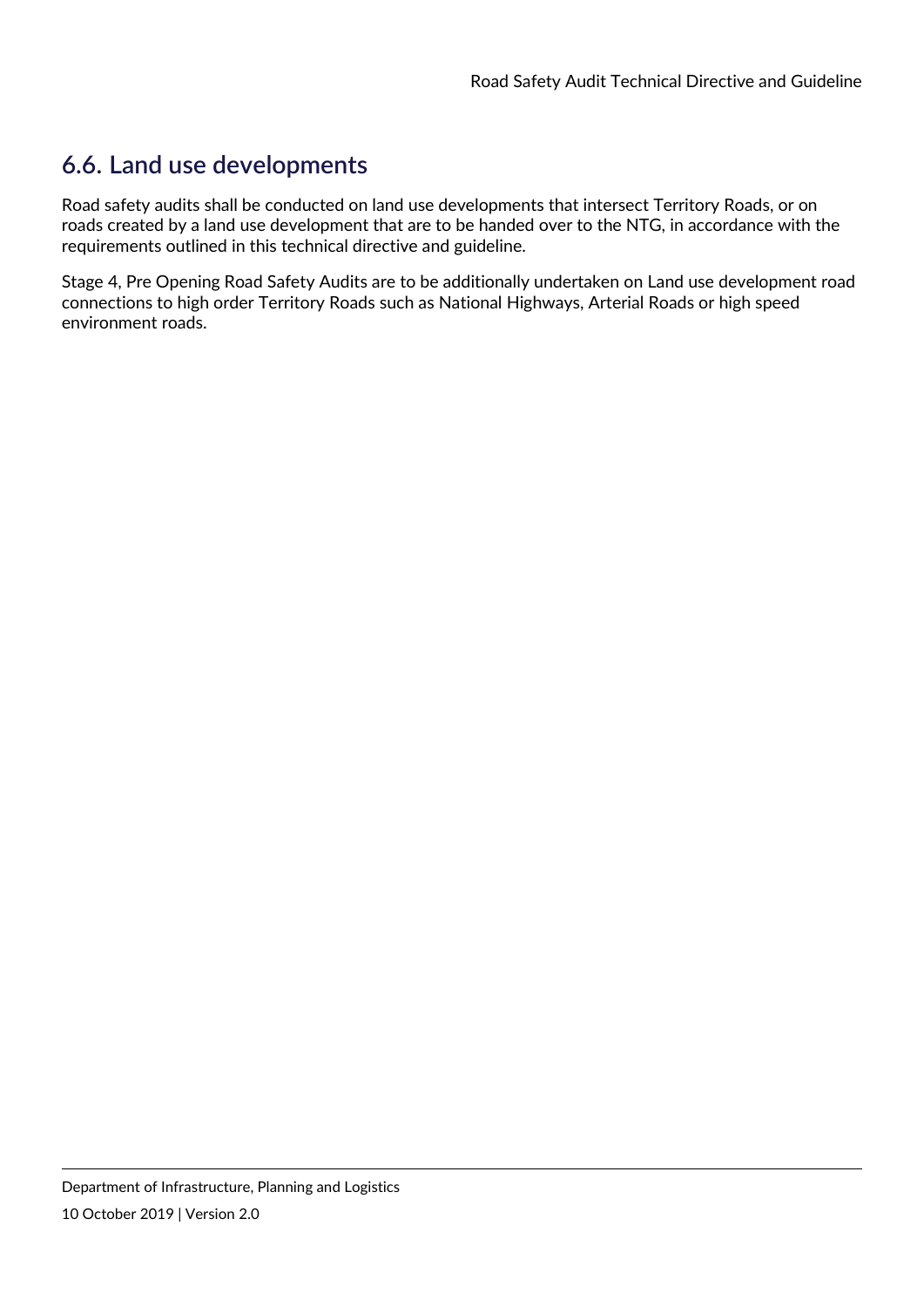## 6.6. Land use developments

Road safety audits shall be conducted on land use developments that intersect Territory Roads, or on roads created by a land use development that are to be handed over to the NTG, in accordance with the requirements outlined in this technical directive and guideline.

Stage 4, Pre Opening Road Safety Audits are to be additionally undertaken on Land use development road connections to high order Territory Roads such as National Highways, Arterial Roads or high speed environment roads.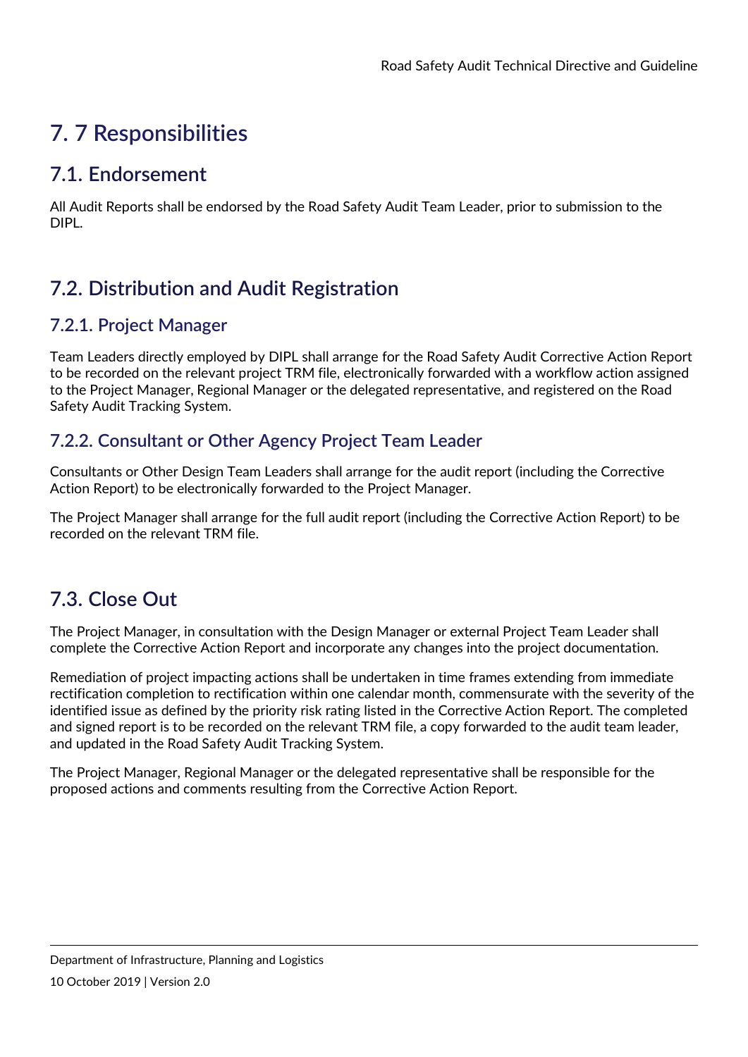# 7. 7 Responsibilities

## 7.1. Endorsement

All Audit Reports shall be endorsed by the Road Safety Audit Team Leader, prior to submission to the DIPL.

## 7.2. Distribution and Audit Registration

### 7.2.1. Project Manager

Team Leaders directly employed by DIPL shall arrange for the Road Safety Audit Corrective Action Report to be recorded on the relevant project TRM file, electronically forwarded with a workflow action assigned to the Project Manager, Regional Manager or the delegated representative, and registered on the Road Safety Audit Tracking System.

### 7.2.2. Consultant or Other Agency Project Team Leader

Consultants or Other Design Team Leaders shall arrange for the audit report (including the Corrective Action Report) to be electronically forwarded to the Project Manager.

The Project Manager shall arrange for the full audit report (including the Corrective Action Report) to be recorded on the relevant TRM file.

## 7.3. Close Out

The Project Manager, in consultation with the Design Manager or external Project Team Leader shall complete the Corrective Action Report and incorporate any changes into the project documentation.

Remediation of project impacting actions shall be undertaken in time frames extending from immediate rectification completion to rectification within one calendar month, commensurate with the severity of the identified issue as defined by the priority risk rating listed in the Corrective Action Report. The completed and signed report is to be recorded on the relevant TRM file, a copy forwarded to the audit team leader, and updated in the Road Safety Audit Tracking System.

The Project Manager, Regional Manager or the delegated representative shall be responsible for the proposed actions and comments resulting from the Corrective Action Report.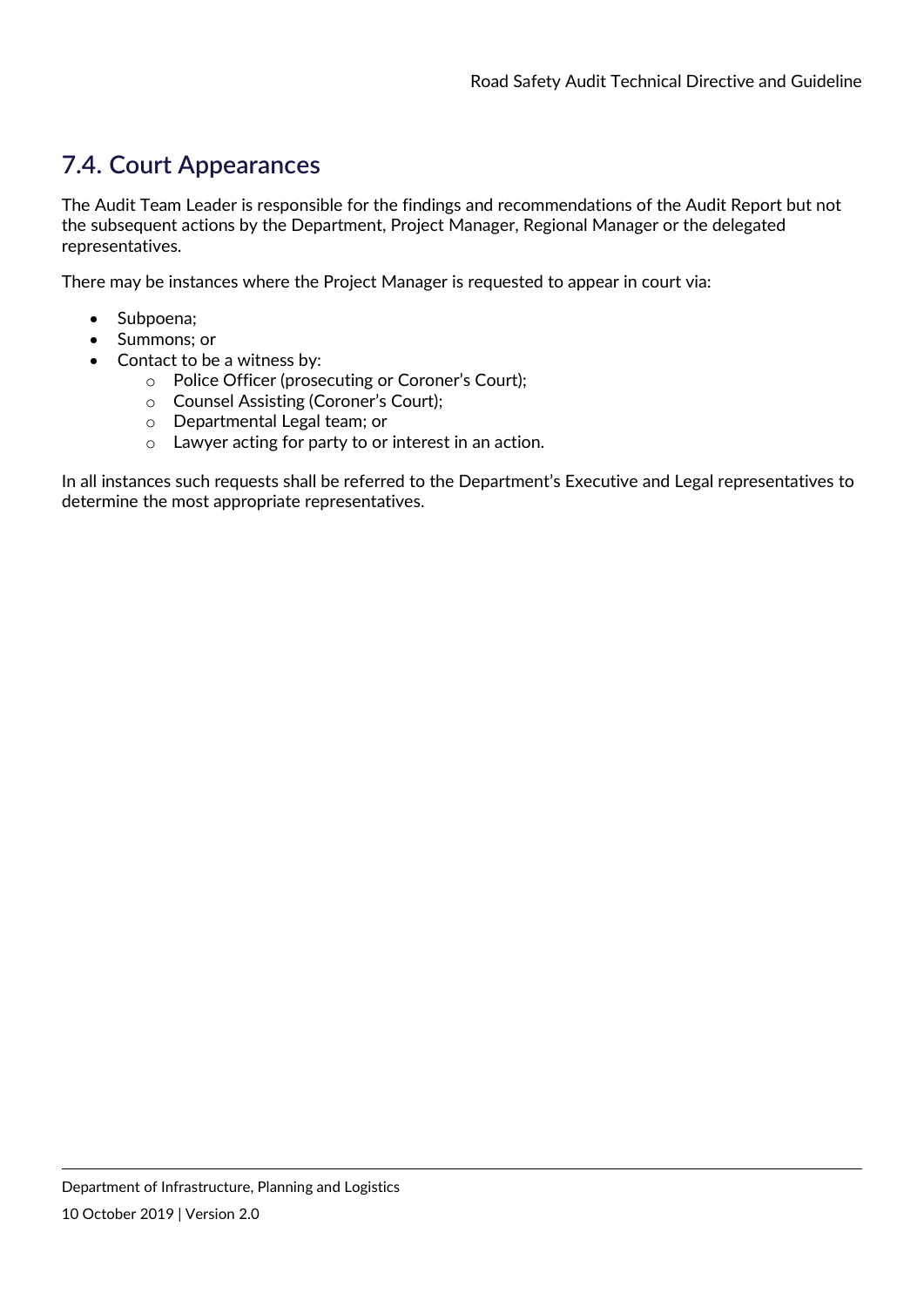## 7.4. Court Appearances

The Audit Team Leader is responsible for the findings and recommendations of the Audit Report but not the subsequent actions by the Department, Project Manager, Regional Manager or the delegated representatives.

There may be instances where the Project Manager is requested to appear in court via:

- Subpoena;
- Summons; or
- Contact to be a witness by:
  - Police Officer (prosecuting or Coroner's Court);
  - Counsel Assisting (Coroner's Court);
  - Departmental Legal team; or
  - Lawyer acting for party to or interest in an action.

In all instances such requests shall be referred to the Department's Executive and Legal representatives to determine the most appropriate representatives.